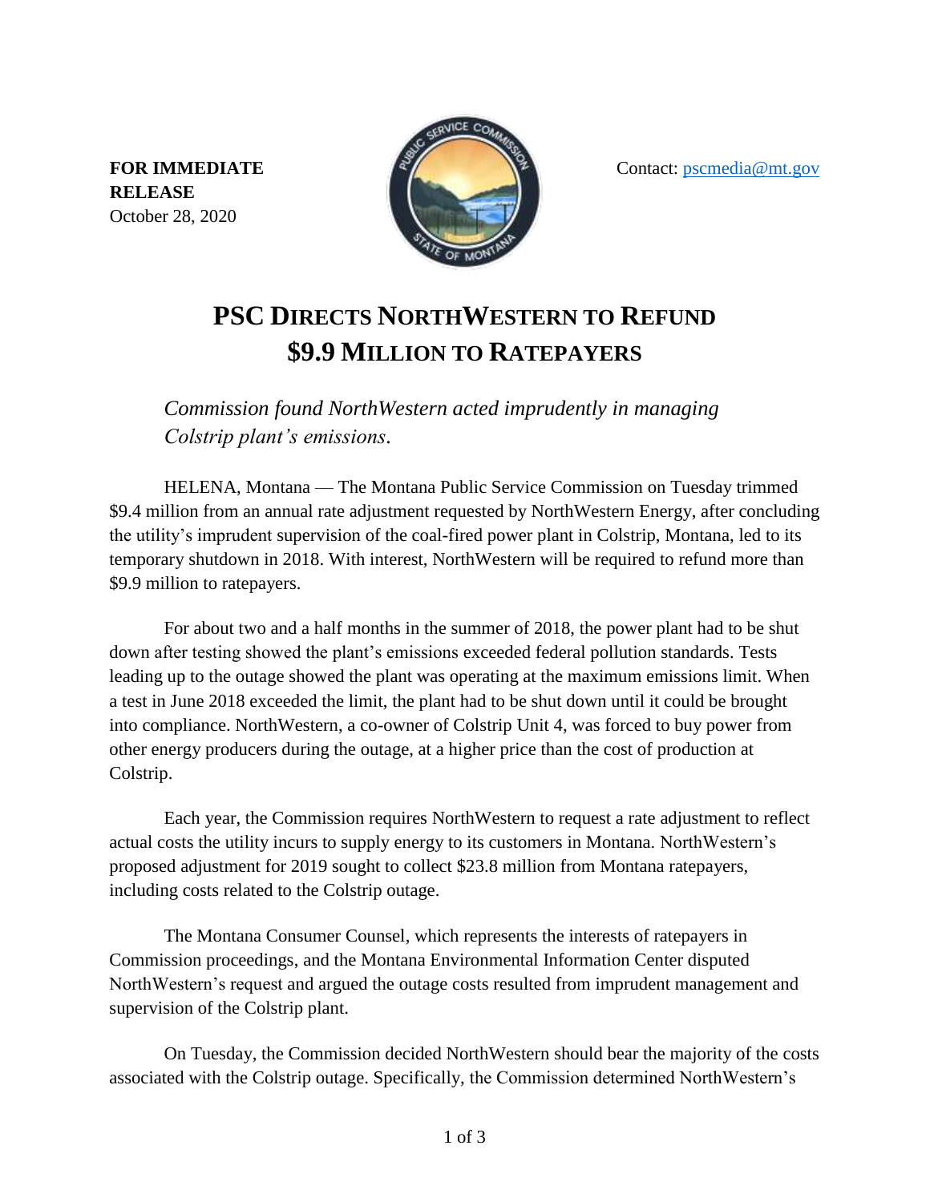**FOR IMMEDIATE RELEASE**
October 28, 2020

Contact: pscmedia@mt.gov

# PSC DIRECTS NORTHWESTERN TO REFUND $9.9 MILLION TO RATEPAYERS

*Commission found NorthWestern acted imprudently in managing Colstrip plant's emissions.*

HELENA, Montana — The Montana Public Service Commission on Tuesday trimmed $9.4 million from an annual rate adjustment requested by NorthWestern Energy, after concluding the utility's imprudent supervision of the coal-fired power plant in Colstrip, Montana, led to its temporary shutdown in 2018. With interest, NorthWestern will be required to refund more than $9.9 million to ratepayers.

For about two and a half months in the summer of 2018, the power plant had to be shut down after testing showed the plant's emissions exceeded federal pollution standards. Tests leading up to the outage showed the plant was operating at the maximum emissions limit. When a test in June 2018 exceeded the limit, the plant had to be shut down until it could be brought into compliance. NorthWestern, a co-owner of Colstrip Unit 4, was forced to buy power from other energy producers during the outage, at a higher price than the cost of production at Colstrip.

Each year, the Commission requires NorthWestern to request a rate adjustment to reflect actual costs the utility incurs to supply energy to its customers in Montana. NorthWestern's proposed adjustment for 2019 sought to collect $23.8 million from Montana ratepayers, including costs related to the Colstrip outage.

The Montana Consumer Counsel, which represents the interests of ratepayers in Commission proceedings, and the Montana Environmental Information Center disputed NorthWestern's request and argued the outage costs resulted from imprudent management and supervision of the Colstrip plant.

On Tuesday, the Commission decided NorthWestern should bear the majority of the costs associated with the Colstrip outage. Specifically, the Commission determined NorthWestern's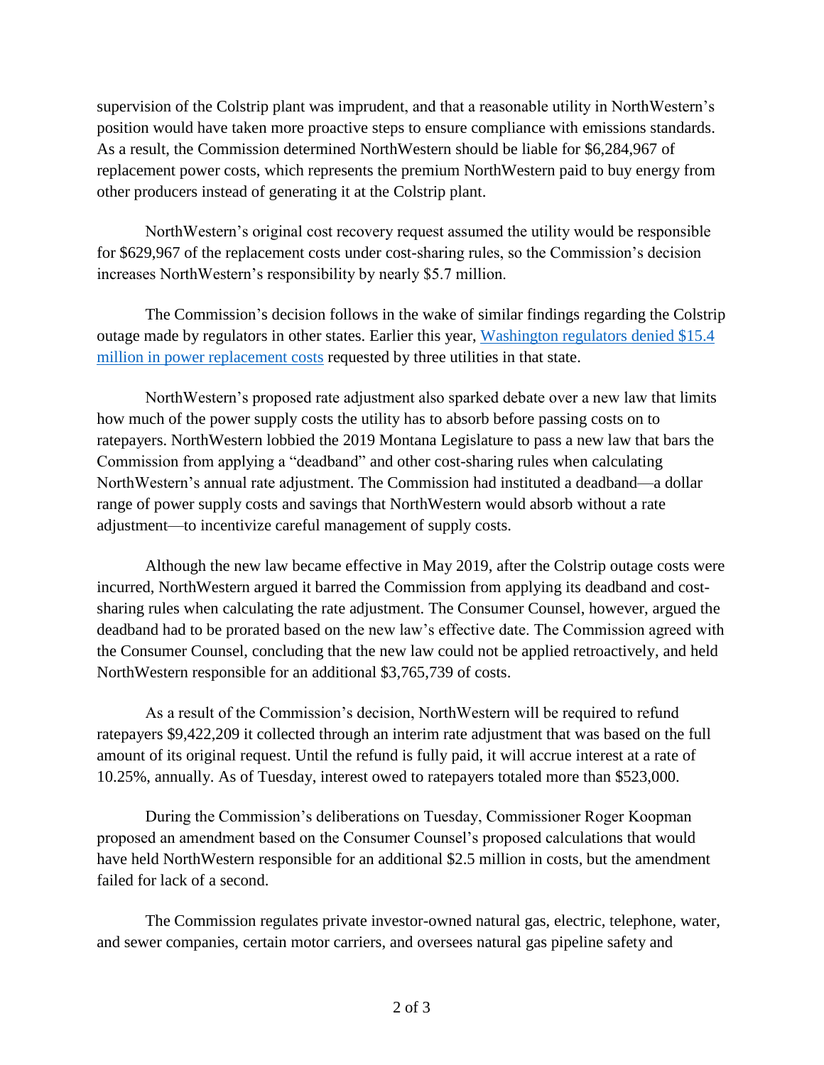supervision of the Colstrip plant was imprudent, and that a reasonable utility in NorthWestern's position would have taken more proactive steps to ensure compliance with emissions standards. As a result, the Commission determined NorthWestern should be liable for $6,284,967 of replacement power costs, which represents the premium NorthWestern paid to buy energy from other producers instead of generating it at the Colstrip plant.

NorthWestern's original cost recovery request assumed the utility would be responsible for $629,967 of the replacement costs under cost-sharing rules, so the Commission's decision increases NorthWestern's responsibility by nearly $5.7 million.

The Commission's decision follows in the wake of similar findings regarding the Colstrip outage made by regulators in other states. Earlier this year, [Washington regulators denied $15.4 million in power replacement costs]() requested by three utilities in that state.

NorthWestern's proposed rate adjustment also sparked debate over a new law that limits how much of the power supply costs the utility has to absorb before passing costs on to ratepayers. NorthWestern lobbied the 2019 Montana Legislature to pass a new law that bars the Commission from applying a "deadband" and other cost-sharing rules when calculating NorthWestern's annual rate adjustment. The Commission had instituted a deadband—a dollar range of power supply costs and savings that NorthWestern would absorb without a rate adjustment—to incentivize careful management of supply costs.

Although the new law became effective in May 2019, after the Colstrip outage costs were incurred, NorthWestern argued it barred the Commission from applying its deadband and cost-sharing rules when calculating the rate adjustment. The Consumer Counsel, however, argued the deadband had to be prorated based on the new law's effective date. The Commission agreed with the Consumer Counsel, concluding that the new law could not be applied retroactively, and held NorthWestern responsible for an additional $3,765,739 of costs.

As a result of the Commission's decision, NorthWestern will be required to refund ratepayers $9,422,209 it collected through an interim rate adjustment that was based on the full amount of its original request. Until the refund is fully paid, it will accrue interest at a rate of 10.25%, annually. As of Tuesday, interest owed to ratepayers totaled more than $523,000.

During the Commission's deliberations on Tuesday, Commissioner Roger Koopman proposed an amendment based on the Consumer Counsel's proposed calculations that would have held NorthWestern responsible for an additional $2.5 million in costs, but the amendment failed for lack of a second.

The Commission regulates private investor-owned natural gas, electric, telephone, water, and sewer companies, certain motor carriers, and oversees natural gas pipeline safety and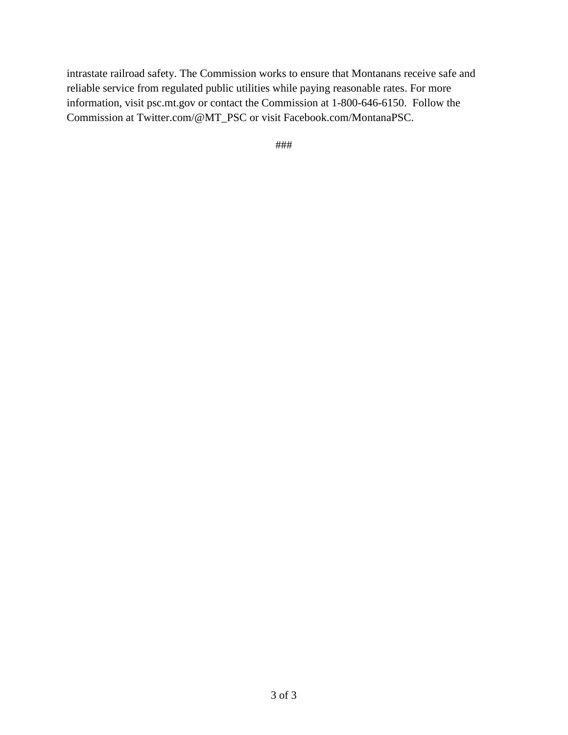intrastate railroad safety. The Commission works to ensure that Montanans receive safe and reliable service from regulated public utilities while paying reasonable rates. For more information, visit psc.mt.gov or contact the Commission at 1-800-646-6150.  Follow the Commission at Twitter.com/@MT_PSC or visit Facebook.com/MontanaPSC.

###